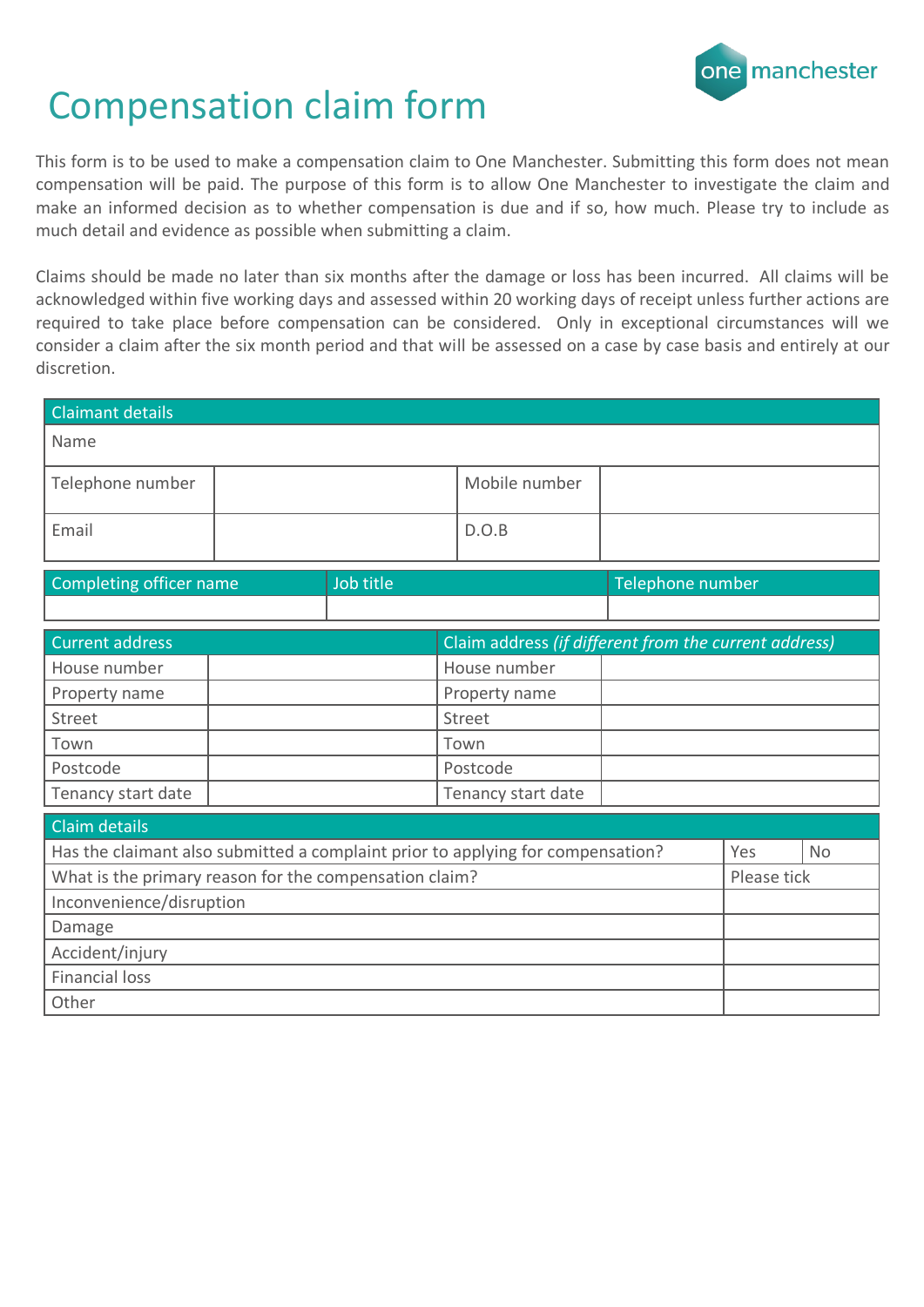# Compensation claim form

This form is to be used to make a compensation claim to One Manchester. Submitting this form does not mean compensation will be paid. The purpose of this form is to allow One Manchester to investigate the claim and make an informed decision as to whether compensation is due and if so, how much. Please try to include as much detail and evidence as possible when submitting a claim.

Claims should be made no later than six months after the damage or loss has been incurred. All claims will be acknowledged within five working days and assessed within 20 working days of receipt unless further actions are required to take place before compensation can be considered. Only in exceptional circumstances will we consider a claim after the six month period and that will be assessed on a case by case basis and entirely at our discretion.

| Claimant details | | | |
|---|---|---|---|
| Name | | | |
| Telephone number | | Mobile number | |
| Email | | D.O.B | |

| Completing officer name | Job title | Telephone number |
|---|---|---|
| | | |

| Current address | | Claim address *(if different from the current address)* | |
|---|---|---|---|
| House number | | House number | |
| Property name | | Property name | |
| Street | | Street | |
| Town | | Town | |
| Postcode | | Postcode | |
| Tenancy start date | | Tenancy start date | |

| Claim details | | |
|---|---|---|
| Has the claimant also submitted a complaint prior to applying for compensation? | Yes | No |
| What is the primary reason for the compensation claim? | Please tick | |
| Inconvenience/disruption | | |
| Damage | | |
| Accident/injury | | |
| Financial loss | | |
| Other | | |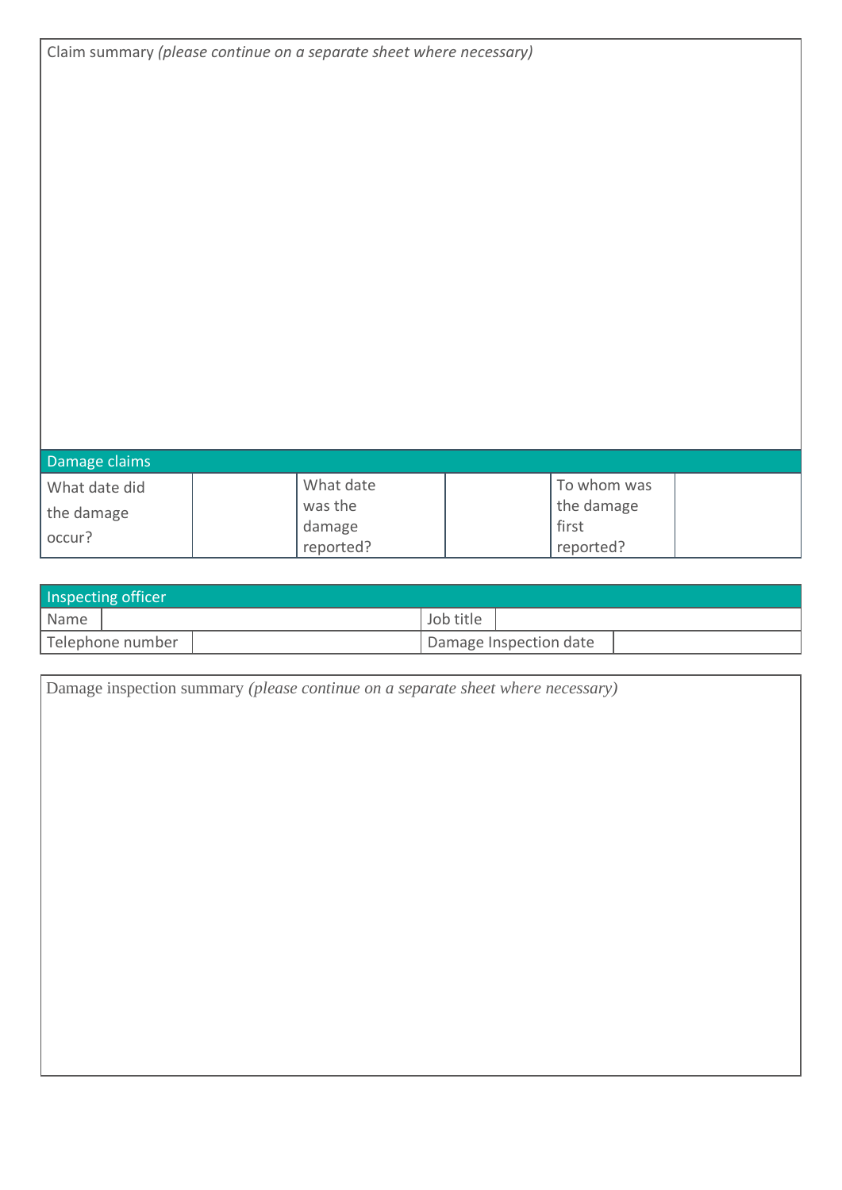| Claim summary *(please continue on a separate sheet where necessary)* |
| --- |
| |

| Damage claims | | | | | |
| --- | --- | --- | --- | --- | --- |
| What date did the damage occur? | | What date was the damage reported? | | To whom was the damage first reported? | |

| Inspecting officer | | | |
| --- | --- | --- | --- |
| Name | | Job title | |
| Telephone number | | Damage Inspection date | |

| Damage inspection summary *(please continue on a separate sheet where necessary)* |
| --- |
| |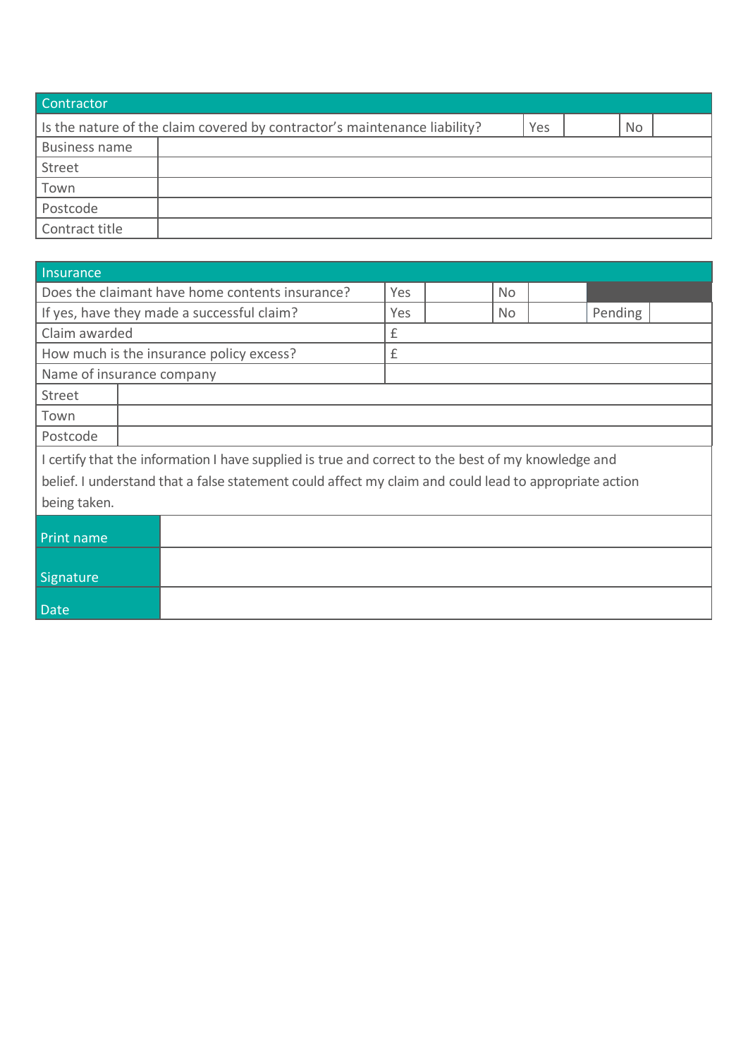| Contractor | | | | |
|---|---|---|---|---|
| Is the nature of the claim covered by contractor's maintenance liability? | Yes | | No | |
| Business name | | | | |
| Street | | | | |
| Town | | | | |
| Postcode | | | | |
| Contract title | | | | |

| Insurance | | | | | | |
|---|---|---|---|---|---|---|
| Does the claimant have home contents insurance? | Yes | | No | | | |
| If yes, have they made a successful claim? | Yes | | No | | Pending | |
| Claim awarded | £ | | | | | |
| How much is the insurance policy excess? | £ | | | | | |
| Name of insurance company | | | | | | |
| Street | | | | | | |
| Town | | | | | | |
| Postcode | | | | | | |

I certify that the information I have supplied is true and correct to the best of my knowledge and belief. I understand that a false statement could affect my claim and could lead to appropriate action being taken.

| Print name | |
|---|---|
| Signature | |
| Date | |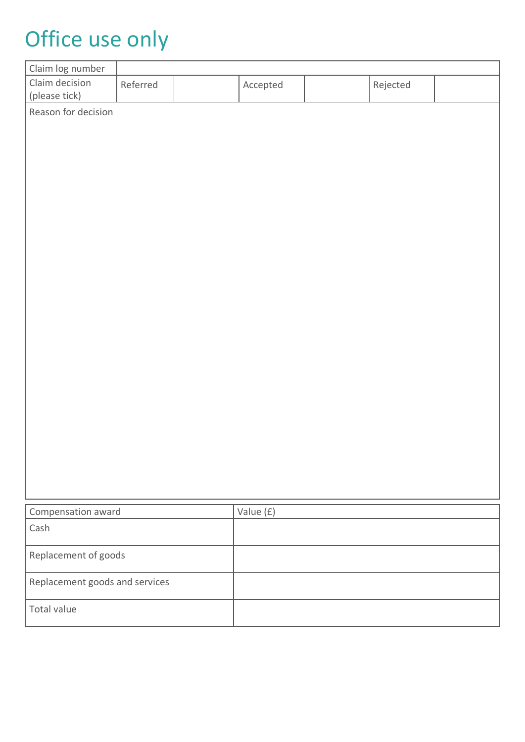# Office use only

| Claim log number | | | | | | |
|---|---|---|---|---|---|---|
| Claim decision (please tick) | Referred | | Accepted | | Rejected | |

| Reason for decision |
|---|
| |

| Compensation award | Value (£) |
|---|---|
| Cash | |
| Replacement of goods | |
| Replacement goods and services | |
| Total value | |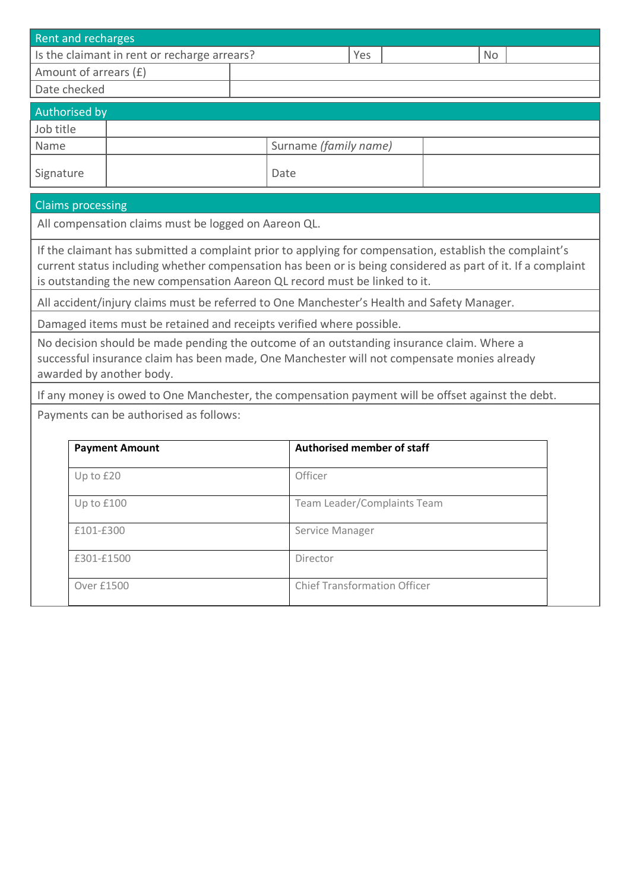## Rent and recharges

| Is the claimant in rent or recharge arrears? | Yes | | No | |
|---|---|---|---|---|
| Amount of arrears (£) | | | | |
| Date checked | | | | |

## Authorised by

| Job title | | | |
|---|---|---|---|
| Name | | Surname *(family name)* | |
| Signature | | Date | |

## Claims processing

All compensation claims must be logged on Aareon QL.

If the claimant has submitted a complaint prior to applying for compensation, establish the complaint's current status including whether compensation has been or is being considered as part of it. If a complaint is outstanding the new compensation Aareon QL record must be linked to it.

All accident/injury claims must be referred to One Manchester's Health and Safety Manager.

Damaged items must be retained and receipts verified where possible.

No decision should be made pending the outcome of an outstanding insurance claim. Where a successful insurance claim has been made, One Manchester will not compensate monies already awarded by another body.

If any money is owed to One Manchester, the compensation payment will be offset against the debt.

Payments can be authorised as follows:

| Payment Amount | Authorised member of staff |
|---|---|
| Up to £20 | Officer |
| Up to £100 | Team Leader/Complaints Team |
| £101-£300 | Service Manager |
| £301-£1500 | Director |
| Over £1500 | Chief Transformation Officer |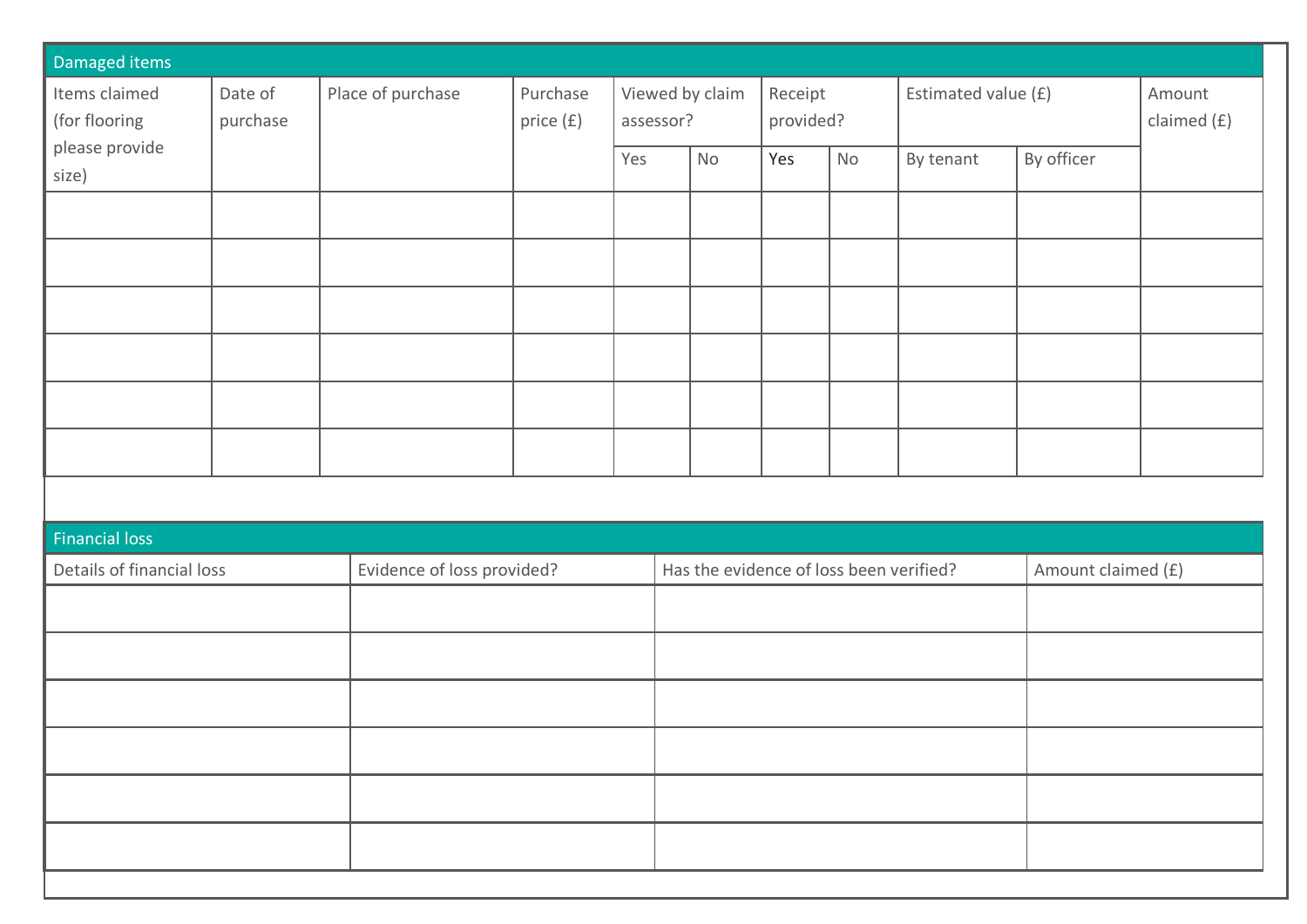## Damaged items

| Items claimed (for flooring please provide size) | Date of purchase | Place of purchase | Purchase price (£) | Viewed by claim assessor? | | Receipt provided? | | Estimated value (£) | | Amount claimed (£) |
|---|---|---|---|---|---|---|---|---|---|---|
| | | | | Yes | No | Yes | No | By tenant | By officer | |
| | | | | | | | | | | |
| | | | | | | | | | | |
| | | | | | | | | | | |
| | | | | | | | | | | |
| | | | | | | | | | | |
| | | | | | | | | | | |

## Financial loss

| Details of financial loss | Evidence of loss provided? | Has the evidence of loss been verified? | Amount claimed (£) |
|---|---|---|---|
| | | | |
| | | | |
| | | | |
| | | | |
| | | | |
| | | | |